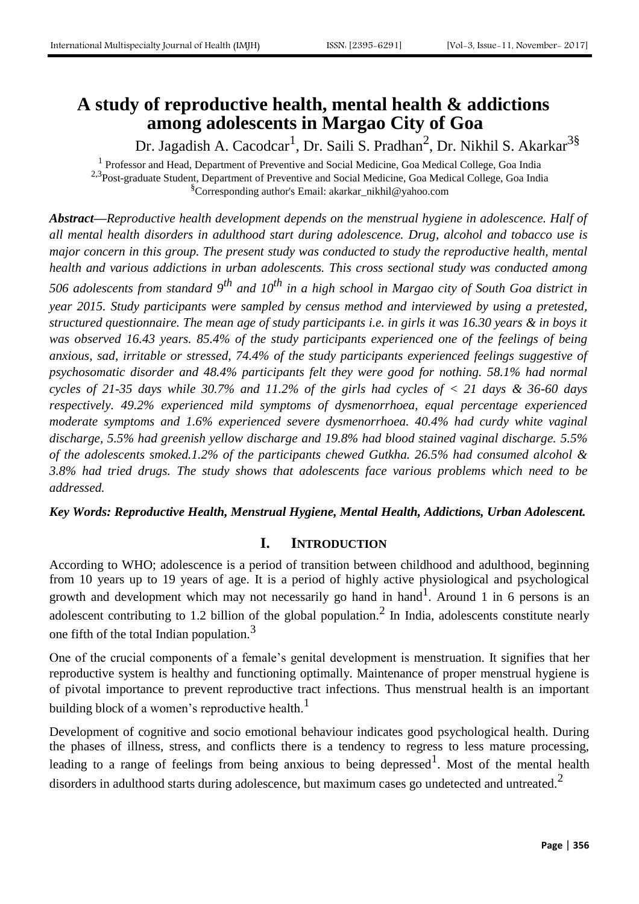# A study of reproductive health, mental health & addictions among adolescents in Margao City of Goa

Dr. Jagadish A. Cacodcar[1], Dr. Saili S. Pradhan[2], Dr. Nikhil S. Akarkar[3§]

[1] Professor and Head, Department of Preventive and Social Medicine, Goa Medical College, Goa India
[2,3]Post-graduate Student, Department of Preventive and Social Medicine, Goa Medical College, Goa India
[§]Corresponding author's Email: akarkar_nikhil@yahoo.com

***Abstract—****Reproductive health development depends on the menstrual hygiene in adolescence. Half of all mental health disorders in adulthood start during adolescence. Drug, alcohol and tobacco use is major concern in this group. The present study was conducted to study the reproductive health, mental health and various addictions in urban adolescents. This cross sectional study was conducted among 506 adolescents from standard 9th and 10th in a high school in Margao city of South Goa district in year 2015. Study participants were sampled by census method and interviewed by using a pretested, structured questionnaire. The mean age of study participants i.e. in girls it was 16.30 years & in boys it was observed 16.43 years. 85.4% of the study participants experienced one of the feelings of being anxious, sad, irritable or stressed, 74.4% of the study participants experienced feelings suggestive of psychosomatic disorder and 48.4% participants felt they were good for nothing. 58.1% had normal cycles of 21-35 days while 30.7% and 11.2% of the girls had cycles of < 21 days & 36-60 days respectively. 49.2% experienced mild symptoms of dysmenorrhoea, equal percentage experienced moderate symptoms and 1.6% experienced severe dysmenorrhoea. 40.4% had curdy white vaginal discharge, 5.5% had greenish yellow discharge and 19.8% had blood stained vaginal discharge. 5.5% of the adolescents smoked.1.2% of the participants chewed Gutkha. 26.5% had consumed alcohol & 3.8% had tried drugs. The study shows that adolescents face various problems which need to be addressed.*

***Key Words: Reproductive Health, Menstrual Hygiene, Mental Health, Addictions, Urban Adolescent.***

## I. INTRODUCTION

According to WHO; adolescence is a period of transition between childhood and adulthood, beginning from 10 years up to 19 years of age. It is a period of highly active physiological and psychological growth and development which may not necessarily go hand in hand[1]. Around 1 in 6 persons is an adolescent contributing to 1.2 billion of the global population.[2] In India, adolescents constitute nearly one fifth of the total Indian population.[3]

One of the crucial components of a female's genital development is menstruation. It signifies that her reproductive system is healthy and functioning optimally. Maintenance of proper menstrual hygiene is of pivotal importance to prevent reproductive tract infections. Thus menstrual health is an important building block of a women's reproductive health.[1]

Development of cognitive and socio emotional behaviour indicates good psychological health. During the phases of illness, stress, and conflicts there is a tendency to regress to less mature processing, leading to a range of feelings from being anxious to being depressed[1]. Most of the mental health disorders in adulthood starts during adolescence, but maximum cases go undetected and untreated.[2]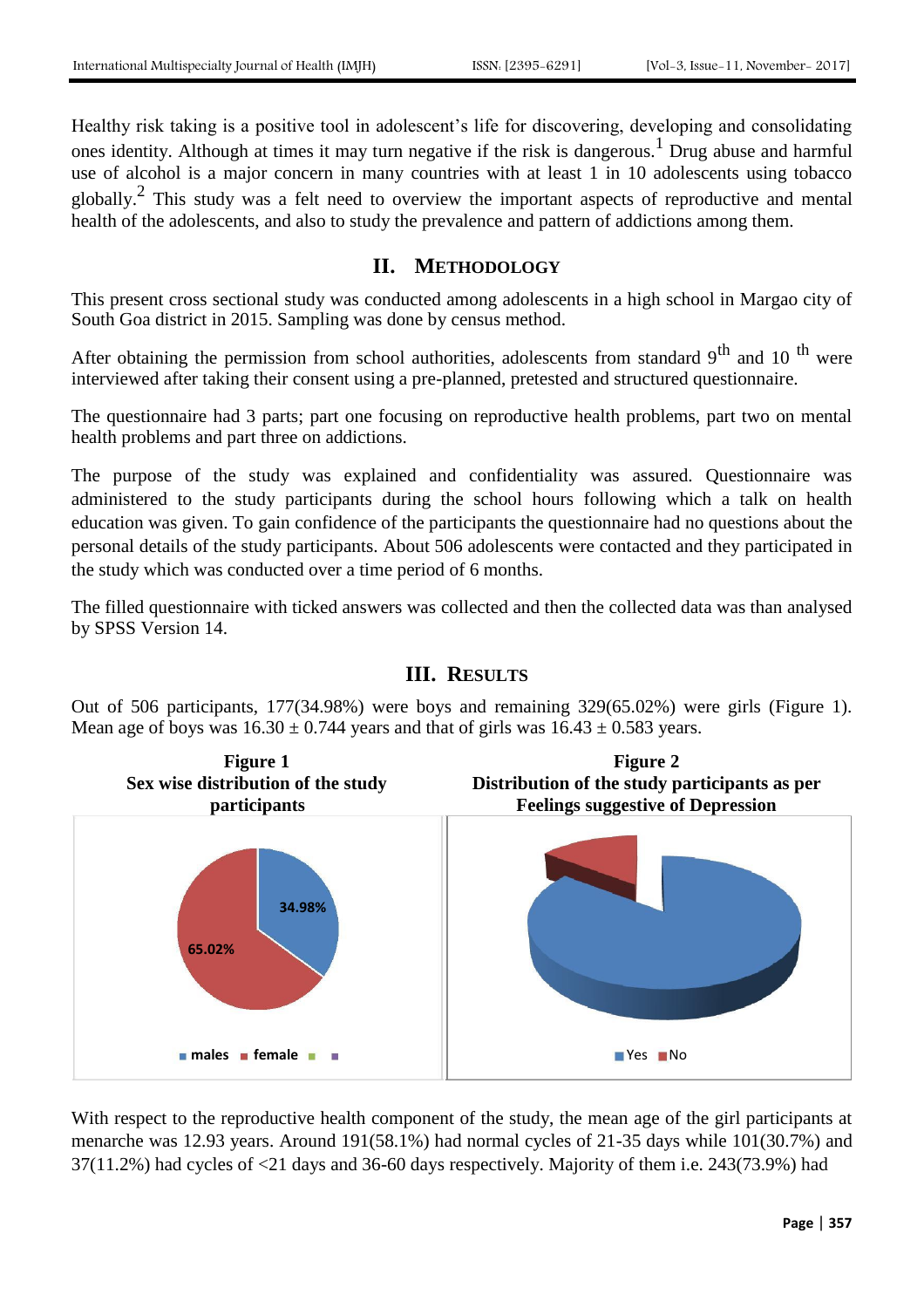Healthy risk taking is a positive tool in adolescent's life for discovering, developing and consolidating ones identity. Although at times it may turn negative if the risk is dangerous.[1] Drug abuse and harmful use of alcohol is a major concern in many countries with at least 1 in 10 adolescents using tobacco globally.[2] This study was a felt need to overview the important aspects of reproductive and mental health of the adolescents, and also to study the prevalence and pattern of addictions among them.

## II. METHODOLOGY

This present cross sectional study was conducted among adolescents in a high school in Margao city of South Goa district in 2015. Sampling was done by census method.

After obtaining the permission from school authorities, adolescents from standard 9th and 10 th were interviewed after taking their consent using a pre-planned, pretested and structured questionnaire.

The questionnaire had 3 parts; part one focusing on reproductive health problems, part two on mental health problems and part three on addictions.

The purpose of the study was explained and confidentiality was assured. Questionnaire was administered to the study participants during the school hours following which a talk on health education was given. To gain confidence of the participants the questionnaire had no questions about the personal details of the study participants. About 506 adolescents were contacted and they participated in the study which was conducted over a time period of 6 months.

The filled questionnaire with ticked answers was collected and then the collected data was than analysed by SPSS Version 14.

## III. RESULTS

Out of 506 participants, 177(34.98%) were boys and remaining 329(65.02%) were girls (Figure 1). Mean age of boys was 16.30 ± 0.744 years and that of girls was 16.43 ± 0.583 years.

**Figure 1**
**Sex wise distribution of the study participants**

**Figure 2**
**Distribution of the study participants as per Feelings suggestive of Depression**

With respect to the reproductive health component of the study, the mean age of the girl participants at menarche was 12.93 years. Around 191(58.1%) had normal cycles of 21-35 days while 101(30.7%) and 37(11.2%) had cycles of <21 days and 36-60 days respectively. Majority of them i.e. 243(73.9%) had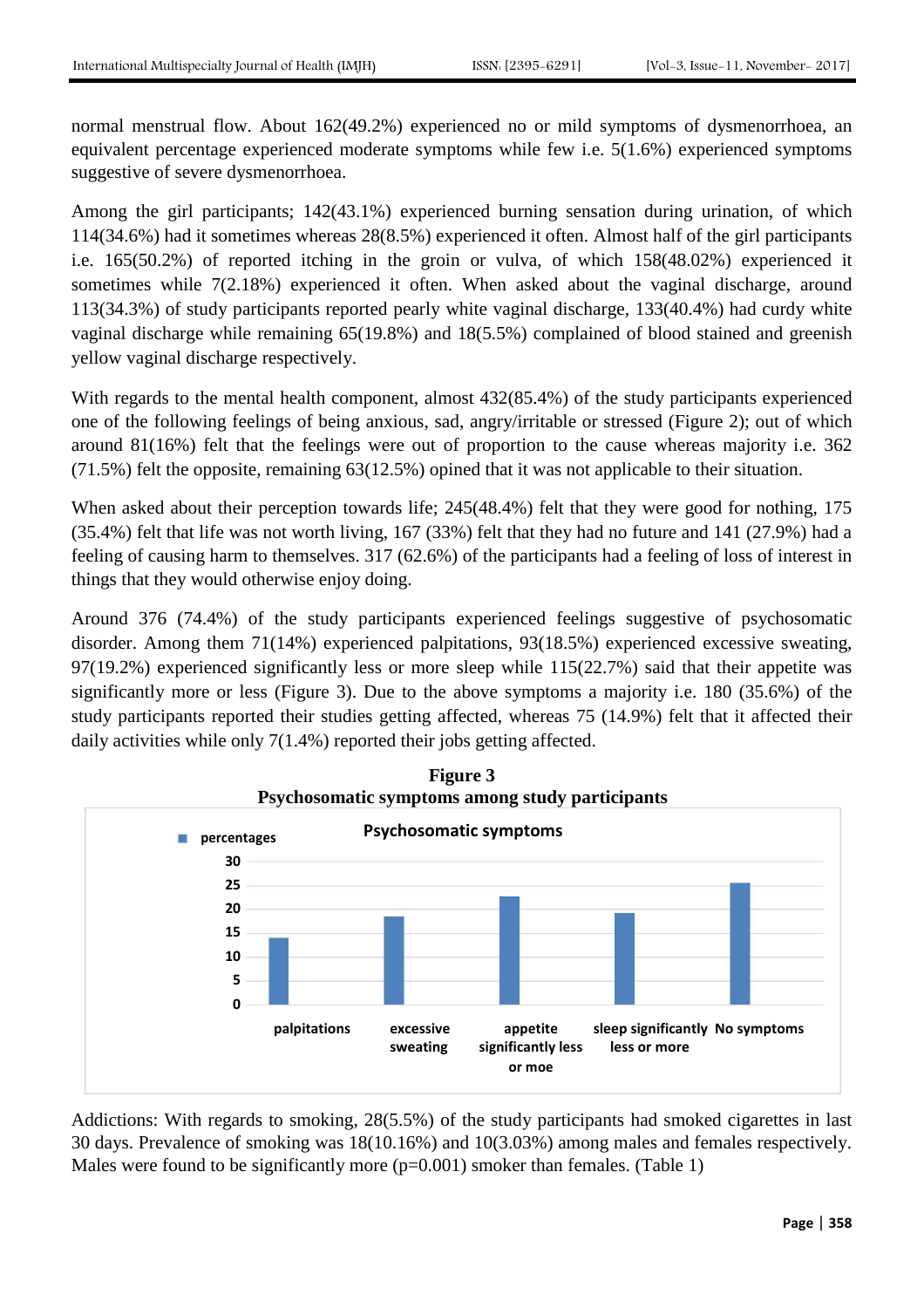normal menstrual flow. About 162(49.2%) experienced no or mild symptoms of dysmenorrhoea, an equivalent percentage experienced moderate symptoms while few i.e. 5(1.6%) experienced symptoms suggestive of severe dysmenorrhoea.

Among the girl participants; 142(43.1%) experienced burning sensation during urination, of which 114(34.6%) had it sometimes whereas 28(8.5%) experienced it often. Almost half of the girl participants i.e. 165(50.2%) of reported itching in the groin or vulva, of which 158(48.02%) experienced it sometimes while 7(2.18%) experienced it often. When asked about the vaginal discharge, around 113(34.3%) of study participants reported pearly white vaginal discharge, 133(40.4%) had curdy white vaginal discharge while remaining 65(19.8%) and 18(5.5%) complained of blood stained and greenish yellow vaginal discharge respectively.

With regards to the mental health component, almost 432(85.4%) of the study participants experienced one of the following feelings of being anxious, sad, angry/irritable or stressed (Figure 2); out of which around 81(16%) felt that the feelings were out of proportion to the cause whereas majority i.e. 362 (71.5%) felt the opposite, remaining 63(12.5%) opined that it was not applicable to their situation.

When asked about their perception towards life; 245(48.4%) felt that they were good for nothing, 175 (35.4%) felt that life was not worth living, 167 (33%) felt that they had no future and 141 (27.9%) had a feeling of causing harm to themselves. 317 (62.6%) of the participants had a feeling of loss of interest in things that they would otherwise enjoy doing.

Around 376 (74.4%) of the study participants experienced feelings suggestive of psychosomatic disorder. Among them 71(14%) experienced palpitations, 93(18.5%) experienced excessive sweating, 97(19.2%) experienced significantly less or more sleep while 115(22.7%) said that their appetite was significantly more or less (Figure 3). Due to the above symptoms a majority i.e. 180 (35.6%) of the study participants reported their studies getting affected, whereas 75 (14.9%) felt that it affected their daily activities while only 7(1.4%) reported their jobs getting affected.

**Figure 3**
**Psychosomatic symptoms among study participants**

Addictions: With regards to smoking, 28(5.5%) of the study participants had smoked cigarettes in last 30 days. Prevalence of smoking was 18(10.16%) and 10(3.03%) among males and females respectively. Males were found to be significantly more (p=0.001) smoker than females. (Table 1)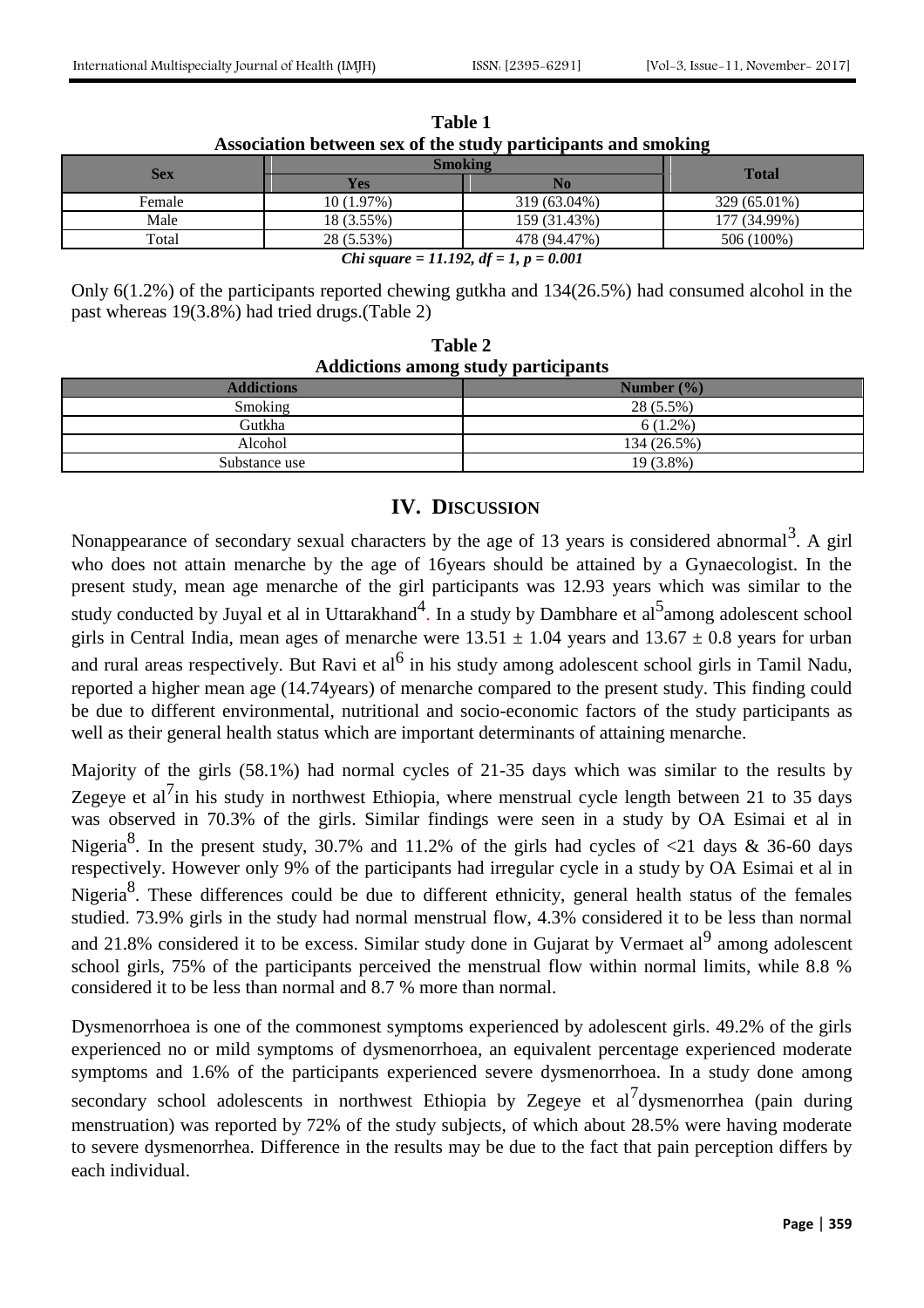**Table 1**
**Association between sex of the study participants and smoking**

| Sex | Smoking | | Total |
|---|---|---|---|
| | Yes | No | |
| Female | 10 (1.97%) | 319 (63.04%) | 329 (65.01%) |
| Male | 18 (3.55%) | 159 (31.43%) | 177 (34.99%) |
| Total | 28 (5.53%) | 478 (94.47%) | 506 (100%) |

***Chi square = 11.192, df = 1, p = 0.001***

Only 6(1.2%) of the participants reported chewing gutkha and 134(26.5%) had consumed alcohol in the past whereas 19(3.8%) had tried drugs.(Table 2)

**Table 2**
**Addictions among study participants**

| Addictions | Number (%) |
|---|---|
| Smoking | 28 (5.5%) |
| Gutkha | 6 (1.2%) |
| Alcohol | 134 (26.5%) |
| Substance use | 19 (3.8%) |

## IV. DISCUSSION

Nonappearance of secondary sexual characters by the age of 13 years is considered abnormal[3]. A girl who does not attain menarche by the age of 16years should be attained by a Gynaecologist. In the present study, mean age menarche of the girl participants was 12.93 years which was similar to the study conducted by Juyal et al in Uttarakhand[4]. In a study by Dambhare et al[5]among adolescent school girls in Central India, mean ages of menarche were 13.51 ± 1.04 years and 13.67 ± 0.8 years for urban and rural areas respectively. But Ravi et al[6] in his study among adolescent school girls in Tamil Nadu, reported a higher mean age (14.74years) of menarche compared to the present study. This finding could be due to different environmental, nutritional and socio-economic factors of the study participants as well as their general health status which are important determinants of attaining menarche.

Majority of the girls (58.1%) had normal cycles of 21-35 days which was similar to the results by Zegeye et al[7]in his study in northwest Ethiopia, where menstrual cycle length between 21 to 35 days was observed in 70.3% of the girls. Similar findings were seen in a study by OA Esimai et al in Nigeria[8]. In the present study, 30.7% and 11.2% of the girls had cycles of <21 days & 36-60 days respectively. However only 9% of the participants had irregular cycle in a study by OA Esimai et al in Nigeria[8]. These differences could be due to different ethnicity, general health status of the females studied. 73.9% girls in the study had normal menstrual flow, 4.3% considered it to be less than normal and 21.8% considered it to be excess. Similar study done in Gujarat by Vermaet al[9] among adolescent school girls, 75% of the participants perceived the menstrual flow within normal limits, while 8.8 % considered it to be less than normal and 8.7 % more than normal.

Dysmenorrhoea is one of the commonest symptoms experienced by adolescent girls. 49.2% of the girls experienced no or mild symptoms of dysmenorrhoea, an equivalent percentage experienced moderate symptoms and 1.6% of the participants experienced severe dysmenorrhoea. In a study done among secondary school adolescents in northwest Ethiopia by Zegeye et al[7]dysmenorrhea (pain during menstruation) was reported by 72% of the study subjects, of which about 28.5% were having moderate to severe dysmenorrhea. Difference in the results may be due to the fact that pain perception differs by each individual.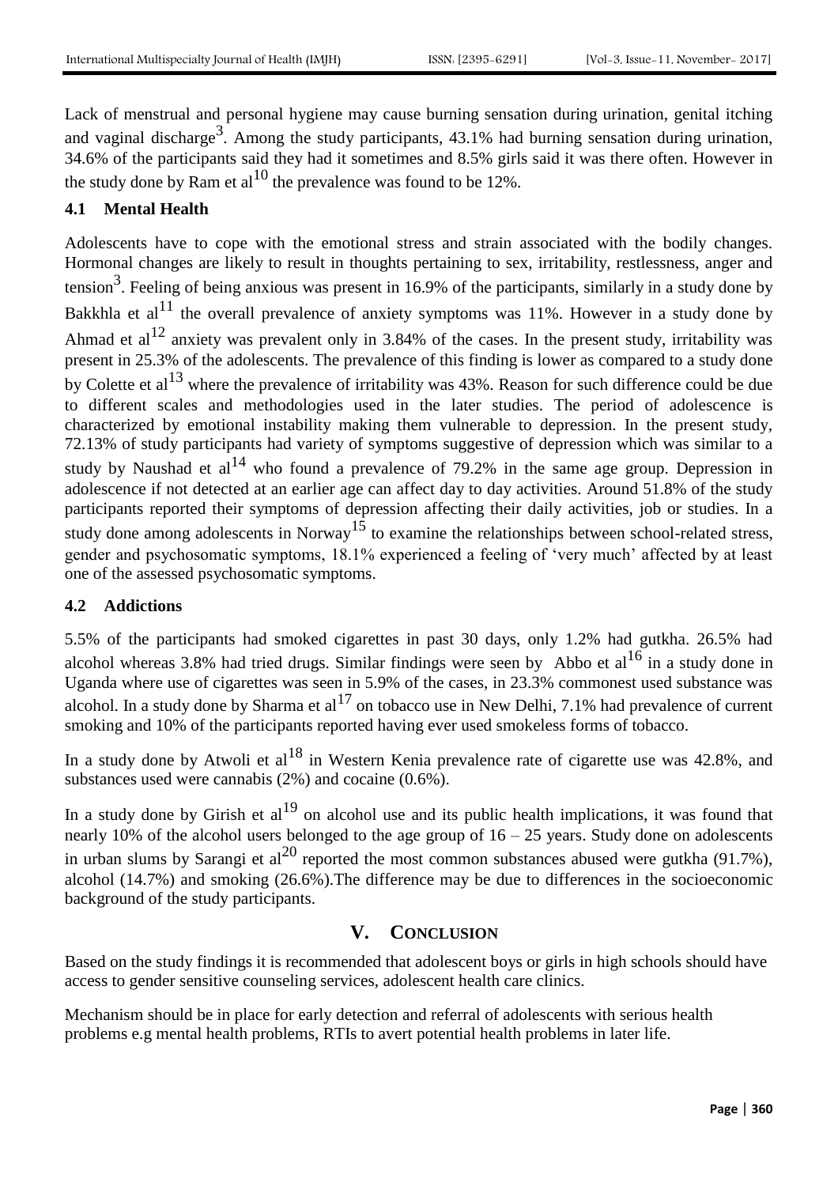Lack of menstrual and personal hygiene may cause burning sensation during urination, genital itching and vaginal discharge[3]. Among the study participants, 43.1% had burning sensation during urination, 34.6% of the participants said they had it sometimes and 8.5% girls said it was there often. However in the study done by Ram et al[10] the prevalence was found to be 12%.

### 4.1 Mental Health

Adolescents have to cope with the emotional stress and strain associated with the bodily changes. Hormonal changes are likely to result in thoughts pertaining to sex, irritability, restlessness, anger and tension[3]. Feeling of being anxious was present in 16.9% of the participants, similarly in a study done by Bakkhla et al[11] the overall prevalence of anxiety symptoms was 11%. However in a study done by Ahmad et al[12] anxiety was prevalent only in 3.84% of the cases. In the present study, irritability was present in 25.3% of the adolescents. The prevalence of this finding is lower as compared to a study done by Colette et al[13] where the prevalence of irritability was 43%. Reason for such difference could be due to different scales and methodologies used in the later studies. The period of adolescence is characterized by emotional instability making them vulnerable to depression. In the present study, 72.13% of study participants had variety of symptoms suggestive of depression which was similar to a study by Naushad et al[14] who found a prevalence of 79.2% in the same age group. Depression in adolescence if not detected at an earlier age can affect day to day activities. Around 51.8% of the study participants reported their symptoms of depression affecting their daily activities, job or studies. In a study done among adolescents in Norway[15] to examine the relationships between school-related stress, gender and psychosomatic symptoms, 18.1% experienced a feeling of 'very much' affected by at least one of the assessed psychosomatic symptoms.

### 4.2 Addictions

5.5% of the participants had smoked cigarettes in past 30 days, only 1.2% had gutkha. 26.5% had alcohol whereas 3.8% had tried drugs. Similar findings were seen by Abbo et al[16] in a study done in Uganda where use of cigarettes was seen in 5.9% of the cases, in 23.3% commonest used substance was alcohol. In a study done by Sharma et al[17] on tobacco use in New Delhi, 7.1% had prevalence of current smoking and 10% of the participants reported having ever used smokeless forms of tobacco.

In a study done by Atwoli et al[18] in Western Kenia prevalence rate of cigarette use was 42.8%, and substances used were cannabis (2%) and cocaine (0.6%).

In a study done by Girish et al[19] on alcohol use and its public health implications, it was found that nearly 10% of the alcohol users belonged to the age group of 16 – 25 years. Study done on adolescents in urban slums by Sarangi et al[20] reported the most common substances abused were gutkha (91.7%), alcohol (14.7%) and smoking (26.6%).The difference may be due to differences in the socioeconomic background of the study participants.

## V. CONCLUSION

Based on the study findings it is recommended that adolescent boys or girls in high schools should have access to gender sensitive counseling services, adolescent health care clinics.

Mechanism should be in place for early detection and referral of adolescents with serious health problems e.g mental health problems, RTIs to avert potential health problems in later life.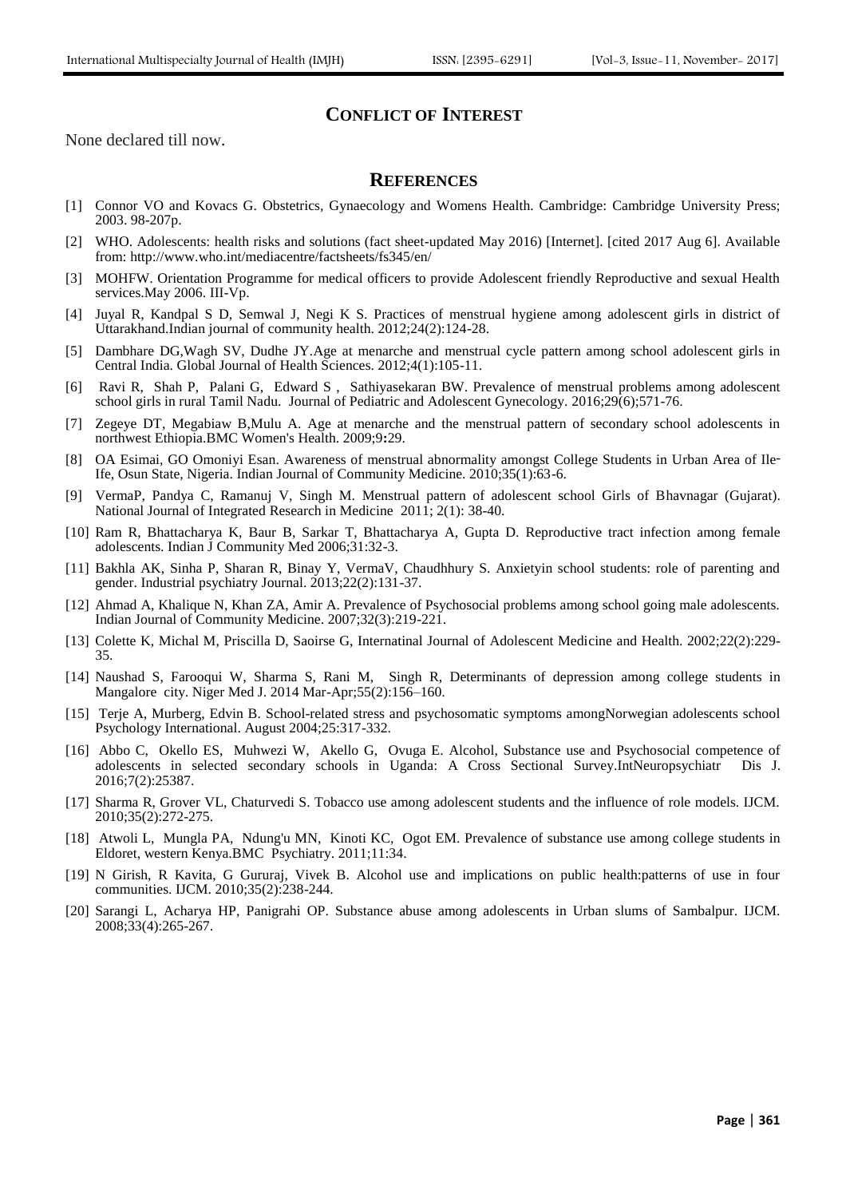## Conflict of Interest

None declared till now.

## References

[1] Connor VO and Kovacs G. Obstetrics, Gynaecology and Womens Health. Cambridge: Cambridge University Press; 2003. 98-207p.

[2] WHO. Adolescents: health risks and solutions (fact sheet-updated May 2016) [Internet]. [cited 2017 Aug 6]. Available from: http://www.who.int/mediacentre/factsheets/fs345/en/

[3] MOHFW. Orientation Programme for medical officers to provide Adolescent friendly Reproductive and sexual Health services.May 2006. III-Vp.

[4] Juyal R, Kandpal S D, Semwal J, Negi K S. Practices of menstrual hygiene among adolescent girls in district of Uttarakhand.Indian journal of community health. 2012;24(2):124-28.

[5] Dambhare DG,Wagh SV, Dudhe JY.Age at menarche and menstrual cycle pattern among school adolescent girls in Central India. Global Journal of Health Sciences. 2012;4(1):105-11.

[6] Ravi R, Shah P, Palani G, Edward S , Sathiyasekaran BW. Prevalence of menstrual problems among adolescent school girls in rural Tamil Nadu. Journal of Pediatric and Adolescent Gynecology. 2016;29(6);571-76.

[7] Zegeye DT, Megabiaw B,Mulu A. Age at menarche and the menstrual pattern of secondary school adolescents in northwest Ethiopia.BMC Women's Health. 2009;9**:**29.

[8] OA Esimai, GO Omoniyi Esan. Awareness of menstrual abnormality amongst College Students in Urban Area of Ile-Ife, Osun State, Nigeria. Indian Journal of Community Medicine. 2010;35(1):63-6.

[9] VermaP, Pandya C, Ramanuj V, Singh M. Menstrual pattern of adolescent school Girls of Bhavnagar (Gujarat). National Journal of Integrated Research in Medicine 2011; 2(1): 38-40.

[10] Ram R, Bhattacharya K, Baur B, Sarkar T, Bhattacharya A, Gupta D. Reproductive tract infection among female adolescents. Indian J Community Med 2006;31:32-3.

[11] Bakhla AK, Sinha P, Sharan R, Binay Y, VermaV, Chaudhhury S. Anxietyin school students: role of parenting and gender. Industrial psychiatry Journal. 2013;22(2):131-37.

[12] Ahmad A, Khalique N, Khan ZA, Amir A. Prevalence of Psychosocial problems among school going male adolescents. Indian Journal of Community Medicine. 2007;32(3):219-221.

[13] Colette K, Michal M, Priscilla D, Saoirse G, Internatinal Journal of Adolescent Medicine and Health. 2002;22(2):229-35.

[14] Naushad S, Farooqui W, Sharma S, Rani M, Singh R, Determinants of depression among college students in Mangalore city. Niger Med J. 2014 Mar-Apr;55(2):156–160.

[15] Terje A, Murberg, Edvin B. School-related stress and psychosomatic symptoms amongNorwegian adolescents school Psychology International. August 2004;25:317-332.

[16] Abbo C, Okello ES, Muhwezi W, Akello G, Ovuga E. Alcohol, Substance use and Psychosocial competence of adolescents in selected secondary schools in Uganda: A Cross Sectional Survey.IntNeuropsychiatr Dis J. 2016;7(2):25387.

[17] Sharma R, Grover VL, Chaturvedi S. Tobacco use among adolescent students and the influence of role models. IJCM. 2010;35(2):272-275.

[18] Atwoli L, Mungla PA, Ndung'u MN, Kinoti KC, Ogot EM. Prevalence of substance use among college students in Eldoret, western Kenya.BMC Psychiatry. 2011;11:34.

[19] N Girish, R Kavita, G Gururaj, Vivek B. Alcohol use and implications on public health:patterns of use in four communities. IJCM. 2010;35(2):238-244.

[20] Sarangi L, Acharya HP, Panigrahi OP. Substance abuse among adolescents in Urban slums of Sambalpur. IJCM. 2008;33(4):265-267.